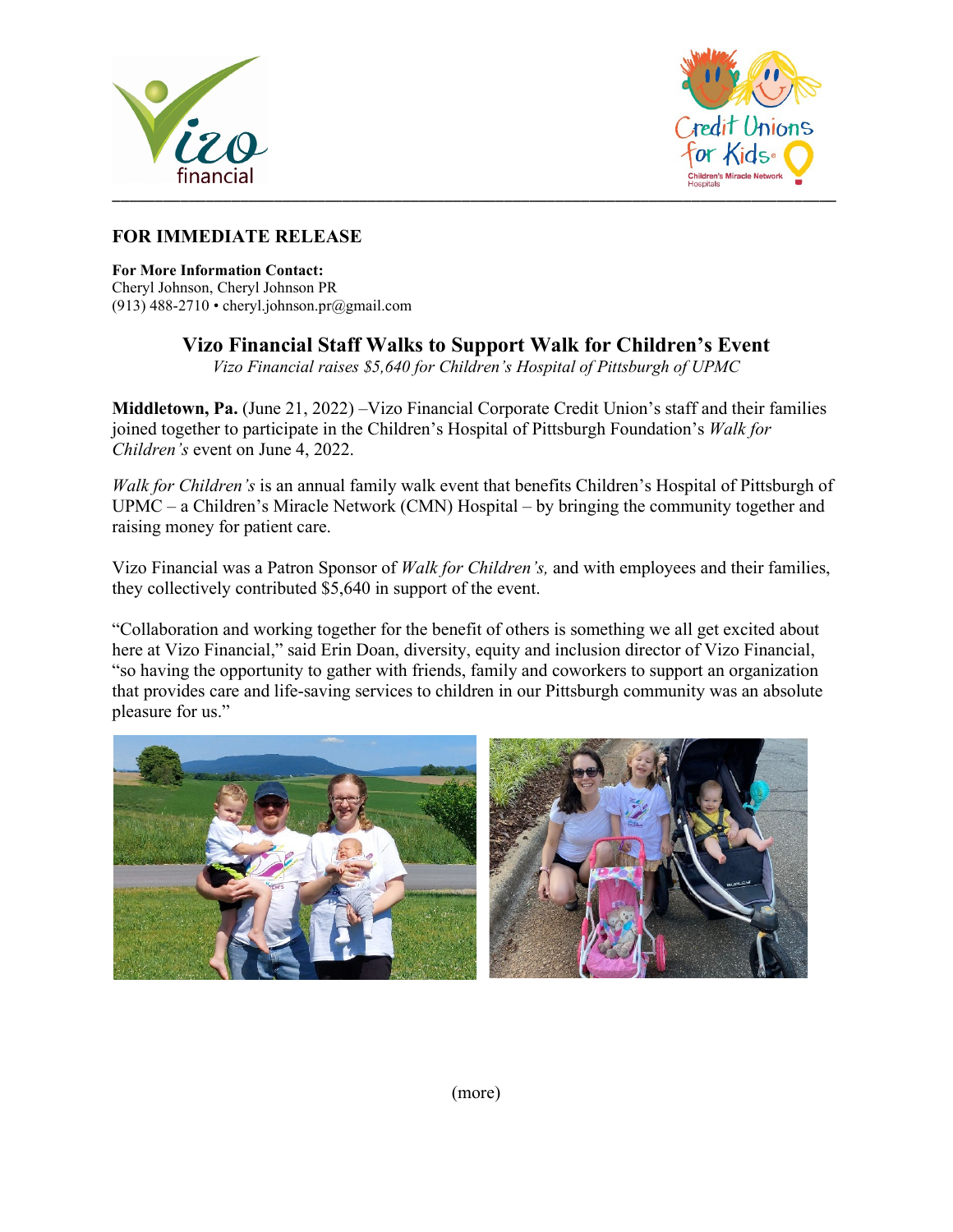**FOR IMMEDIATE RELEASE**

**For More Information Contact:**
Cheryl Johnson, Cheryl Johnson PR
(913) 488-2710 • cheryl.johnson.pr@gmail.com

## Vizo Financial Staff Walks to Support Walk for Children's Event

*Vizo Financial raises $5,640 for Children's Hospital of Pittsburgh of UPMC*

**Middletown, Pa.** (June 21, 2022) –Vizo Financial Corporate Credit Union's staff and their families joined together to participate in the Children's Hospital of Pittsburgh Foundation's *Walk for Children's* event on June 4, 2022.

*Walk for Children's* is an annual family walk event that benefits Children's Hospital of Pittsburgh of UPMC – a Children's Miracle Network (CMN) Hospital – by bringing the community together and raising money for patient care.

Vizo Financial was a Patron Sponsor of *Walk for Children's,* and with employees and their families, they collectively contributed $5,640 in support of the event.

"Collaboration and working together for the benefit of others is something we all get excited about here at Vizo Financial," said Erin Doan, diversity, equity and inclusion director of Vizo Financial, "so having the opportunity to gather with friends, family and coworkers to support an organization that provides care and life-saving services to children in our Pittsburgh community was an absolute pleasure for us."

(more)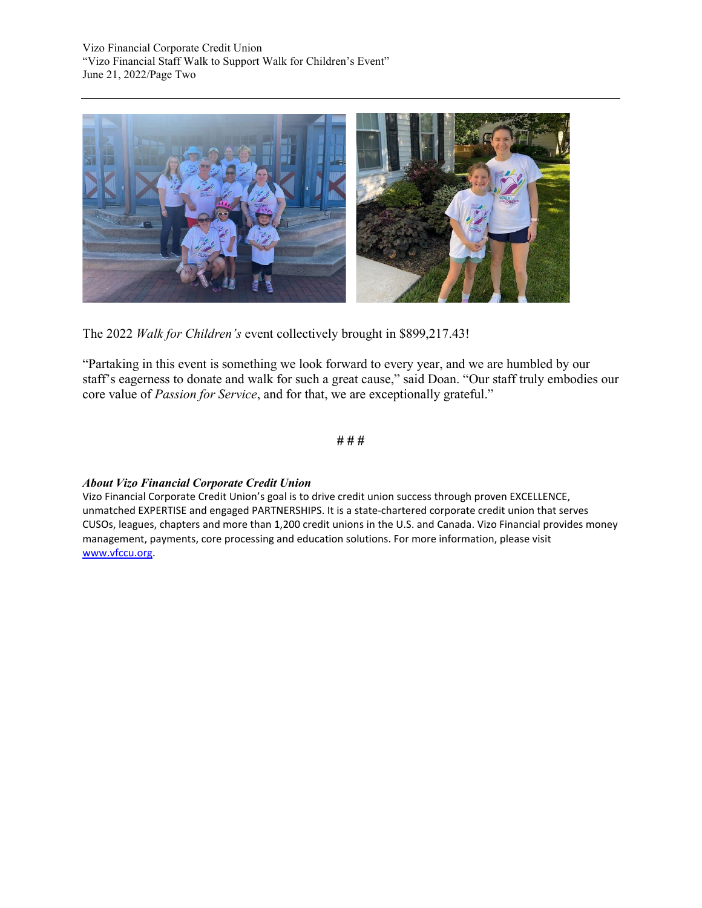The 2022 *Walk for Children's* event collectively brought in $899,217.43!

"Partaking in this event is something we look forward to every year, and we are humbled by our staff's eagerness to donate and walk for such a great cause," said Doan. "Our staff truly embodies our core value of *Passion for Service*, and for that, we are exceptionally grateful."

# # #

***About Vizo Financial Corporate Credit Union***

Vizo Financial Corporate Credit Union's goal is to drive credit union success through proven EXCELLENCE, unmatched EXPERTISE and engaged PARTNERSHIPS. It is a state-chartered corporate credit union that serves CUSOs, leagues, chapters and more than 1,200 credit unions in the U.S. and Canada. Vizo Financial provides money management, payments, core processing and education solutions. For more information, please visit [www.vfccu.org](http://www.vfccu.org).